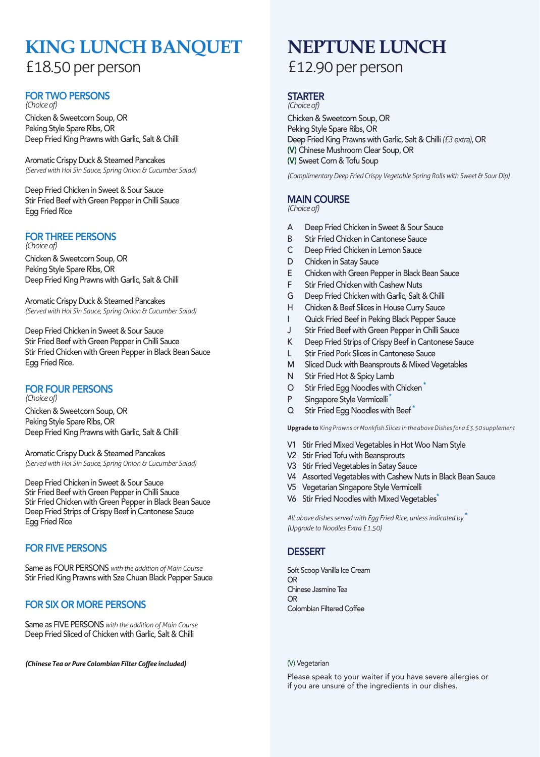# KING LUNCH BANQUET

£18.50 per person

## FOR TWO PERSONS

*(Choice of)*

Chicken & Sweetcorn Soup, OR
Peking Style Spare Ribs, OR
Deep Fried King Prawns with Garlic, Salt & Chilli

Aromatic Crispy Duck & Steamed Pancakes
*(Served with Hoi Sin Sauce, Spring Onion & Cucumber Salad)*

Deep Fried Chicken in Sweet & Sour Sauce
Stir Fried Beef with Green Pepper in Chilli Sauce
Egg Fried Rice

## FOR THREE PERSONS

*(Choice of)*

Chicken & Sweetcorn Soup, OR
Peking Style Spare Ribs, OR
Deep Fried King Prawns with Garlic, Salt & Chilli

Aromatic Crispy Duck & Steamed Pancakes
*(Served with Hoi Sin Sauce, Spring Onion & Cucumber Salad)*

Deep Fried Chicken in Sweet & Sour Sauce
Stir Fried Beef with Green Pepper in Chilli Sauce
Stir Fried Chicken with Green Pepper in Black Bean Sauce
Egg Fried Rice.

## FOR FOUR PERSONS

*(Choice of)*

Chicken & Sweetcorn Soup, OR
Peking Style Spare Ribs, OR
Deep Fried King Prawns with Garlic, Salt & Chilli

Aromatic Crispy Duck & Steamed Pancakes
*(Served with Hoi Sin Sauce, Spring Onion & Cucumber Salad)*

Deep Fried Chicken in Sweet & Sour Sauce
Stir Fried Beef with Green Pepper in Chilli Sauce
Stir Fried Chicken with Green Pepper in Black Bean Sauce
Deep Fried Strips of Crispy Beef in Cantonese Sauce
Egg Fried Rice

## FOR FIVE PERSONS

Same as FOUR PERSONS *with the addition of Main Course*
Stir Fried King Prawns with Sze Chuan Black Pepper Sauce

## FOR SIX OR MORE PERSONS

Same as FIVE PERSONS *with the addition of Main Course*
Deep Fried Sliced of Chicken with Garlic, Salt & Chilli

***(Chinese Tea or Pure Colombian Filter Coffee included)***

# NEPTUNE LUNCH

£12.90 per person

## STARTER

*(Choice of)*

Chicken & Sweetcorn Soup, OR
Peking Style Spare Ribs, OR
Deep Fried King Prawns with Garlic, Salt & Chilli *(£3 extra)*, OR
(V) Chinese Mushroom Clear Soup, OR
(V) Sweet Corn & Tofu Soup

*(Complimentary Deep Fried Crispy Vegetable Spring Rolls with Sweet & Sour Dip)*

## MAIN COURSE

*(Choice of)*

A Deep Fried Chicken in Sweet & Sour Sauce
B Stir Fried Chicken in Cantonese Sauce
C Deep Fried Chicken in Lemon Sauce
D Chicken in Satay Sauce
E Chicken with Green Pepper in Black Bean Sauce
F Stir Fried Chicken with Cashew Nuts
G Deep Fried Chicken with Garlic, Salt & Chilli
H Chicken & Beef Slices in House Curry Sauce
I Quick Fried Beef in Peking Black Pepper Sauce
J Stir Fried Beef with Green Pepper in Chilli Sauce
K Deep Fried Strips of Crispy Beef in Cantonese Sauce
L Stir Fried Pork Slices in Cantonese Sauce
M Sliced Duck with Beansprouts & Mixed Vegetables
N Stir Fried Hot & Spicy Lamb
O Stir Fried Egg Noodles with Chicken *
P Singapore Style Vermicelli *
Q Stir Fried Egg Noodles with Beef *

**Upgrade to** *King Prawns or Monkfish Slices in the above Dishes for a £3.50 supplement*

V1 Stir Fried Mixed Vegetables in Hot Woo Nam Style
V2 Stir Fried Tofu with Beansprouts
V3 Stir Fried Vegetables in Satay Sauce
V4 Assorted Vegetables with Cashew Nuts in Black Bean Sauce
V5 Vegetarian Singapore Style Vermicelli
V6 Stir Fried Noodles with Mixed Vegetables *

*All above dishes served with Egg Fried Rice, unless indicated by* *
*(Upgrade to Noodles Extra £1.50)*

## DESSERT

Soft Scoop Vanilla Ice Cream
OR
Chinese Jasmine Tea
OR
Colombian Filtered Coffee

(V) Vegetarian

Please speak to your waiter if you have severe allergies or if you are unsure of the ingredients in our dishes.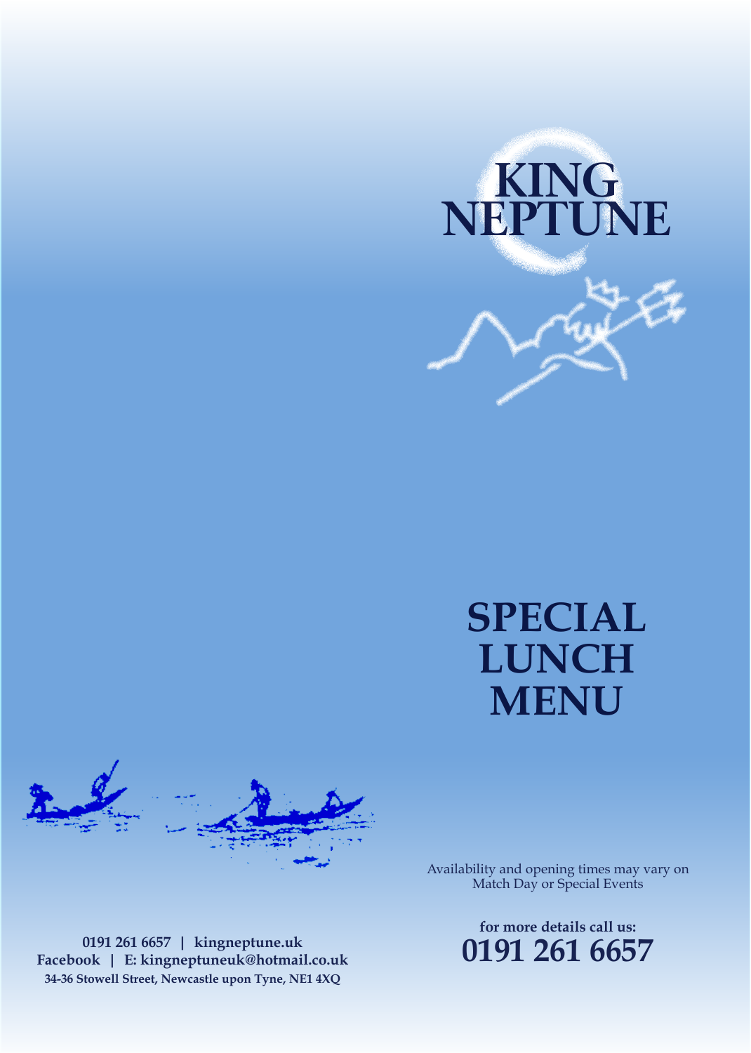# KING NEPTUNE

# SPECIAL LUNCH MENU

Availability and opening times may vary on Match Day or Special Events

**for more details call us:**

**0191 261 6657**

**0191 261 6657 | kingneptune.uk**
**Facebook | E: kingneptuneuk@hotmail.co.uk**
**34-36 Stowell Street, Newcastle upon Tyne, NE1 4XQ**